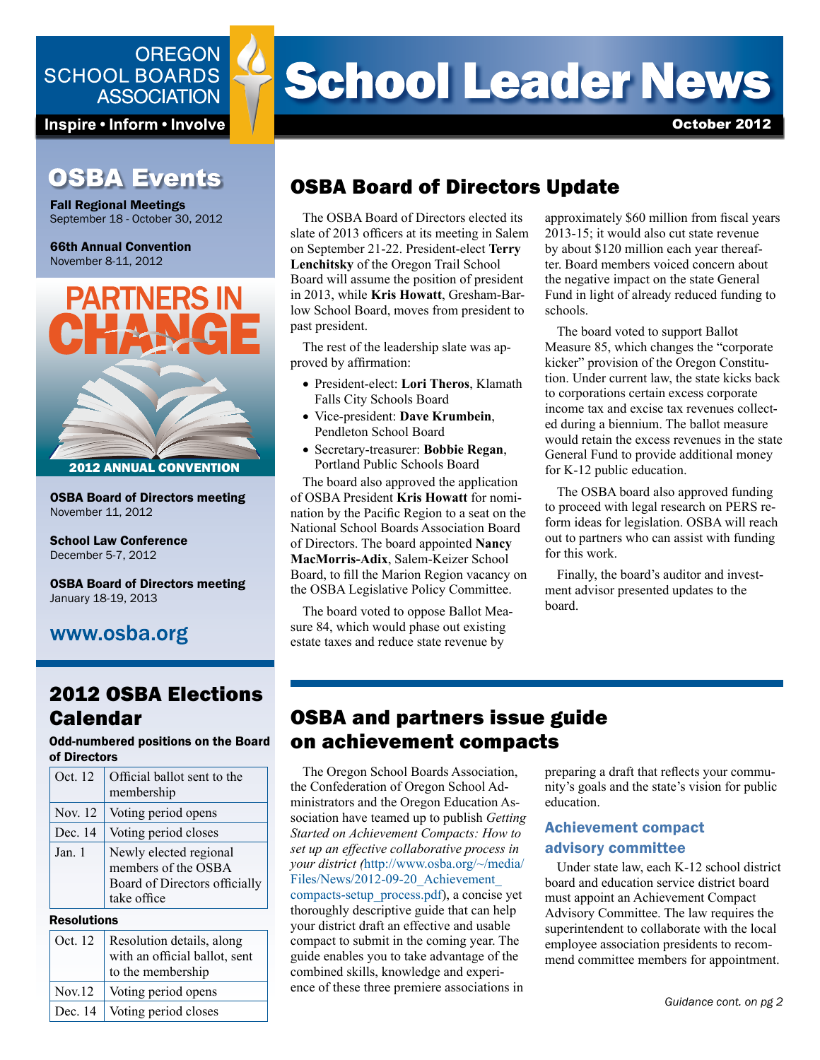OREGON SCHOOL BOARDS ASSOCIATION

Inspire • Inform • Involve

# School Leader News

October 2012

## OSBA Events

**Fall Regional Meetings**
September 18 - October 30, 2012

**66th Annual Convention**
November 8-11, 2012

PARTNERS IN CHANGE

2012 ANNUAL CONVENTION

**OSBA Board of Directors meeting**
November 11, 2012

**School Law Conference**
December 5-7, 2012

**OSBA Board of Directors meeting**
January 18-19, 2013

www.osba.org

## 2012 OSBA Elections Calendar

**Odd-numbered positions on the Board of Directors**

| | |
|---|---|
| Oct. 12 | Official ballot sent to the membership |
| Nov. 12 | Voting period opens |
| Dec. 14 | Voting period closes |
| Jan. 1 | Newly elected regional members of the OSBA Board of Directors officially take office |

**Resolutions**

| | |
|---|---|
| Oct. 12 | Resolution details, along with an official ballot, sent to the membership |
| Nov.12 | Voting period opens |
| Dec. 14 | Voting period closes |

## OSBA Board of Directors Update

The OSBA Board of Directors elected its slate of 2013 officers at its meeting in Salem on September 21-22. President-elect **Terry Lenchitsky** of the Oregon Trail School Board will assume the position of president in 2013, while **Kris Howatt**, Gresham-Barlow School Board, moves from president to past president.

The rest of the leadership slate was approved by affirmation:

- President-elect: **Lori Theros**, Klamath Falls City Schools Board
- Vice-president: **Dave Krumbein**, Pendleton School Board
- Secretary-treasurer: **Bobbie Regan**, Portland Public Schools Board

The board also approved the application of OSBA President **Kris Howatt** for nomination by the Pacific Region to a seat on the National School Boards Association Board of Directors. The board appointed **Nancy MacMorris-Adix**, Salem-Keizer School Board, to fill the Marion Region vacancy on the OSBA Legislative Policy Committee.

The board voted to oppose Ballot Measure 84, which would phase out existing estate taxes and reduce state revenue by approximately $60 million from fiscal years 2013-15; it would also cut state revenue by about $120 million each year thereafter. Board members voiced concern about the negative impact on the state General Fund in light of already reduced funding to schools.

The board voted to support Ballot Measure 85, which changes the "corporate kicker" provision of the Oregon Constitution. Under current law, the state kicks back to corporations certain excess corporate income tax and excise tax revenues collected during a biennium. The ballot measure would retain the excess revenues in the state General Fund to provide additional money for K-12 public education.

The OSBA board also approved funding to proceed with legal research on PERS reform ideas for legislation. OSBA will reach out to partners who can assist with funding for this work.

Finally, the board's auditor and investment advisor presented updates to the board.

## OSBA and partners issue guide on achievement compacts

The Oregon School Boards Association, the Confederation of Oregon School Administrators and the Oregon Education Association have teamed up to publish *Getting Started on Achievement Compacts: How to set up an effective collaborative process in your district (*http://www.osba.org/~/media/Files/News/2012-09-20_Achievement_compacts-setup_process.pdf), a concise yet thoroughly descriptive guide that can help your district draft an effective and usable compact to submit in the coming year. The guide enables you to take advantage of the combined skills, knowledge and experience of these three premiere associations in preparing a draft that reflects your community's goals and the state's vision for public education.

### Achievement compact advisory committee

Under state law, each K-12 school district board and education service district board must appoint an Achievement Compact Advisory Committee. The law requires the superintendent to collaborate with the local employee association presidents to recommend committee members for appointment.

*Guidance cont. on pg 2*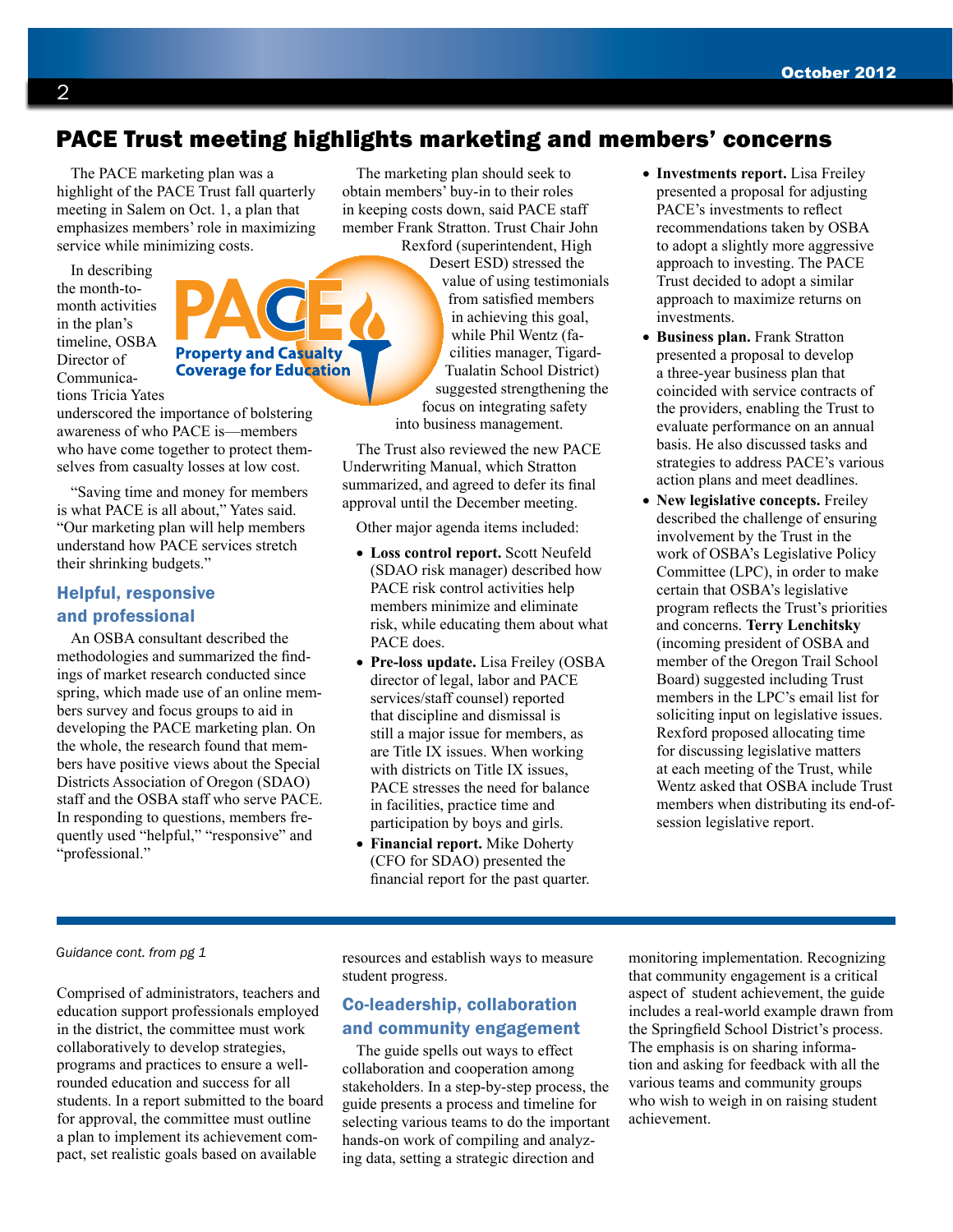# PACE Trust meeting highlights marketing and members' concerns

The PACE marketing plan was a highlight of the PACE Trust fall quarterly meeting in Salem on Oct. 1, a plan that emphasizes members' role in maximizing service while minimizing costs.

In describing the month-to-month activities in the plan's timeline, OSBA Director of Communications Tricia Yates underscored the importance of bolstering awareness of who PACE is—members who have come together to protect themselves from casualty losses at low cost.

"Saving time and money for members is what PACE is all about," Yates said. "Our marketing plan will help members understand how PACE services stretch their shrinking budgets."

## Helpful, responsive and professional

An OSBA consultant described the methodologies and summarized the findings of market research conducted since spring, which made use of an online members survey and focus groups to aid in developing the PACE marketing plan. On the whole, the research found that members have positive views about the Special Districts Association of Oregon (SDAO) staff and the OSBA staff who serve PACE. In responding to questions, members frequently used "helpful," "responsive" and "professional."

The marketing plan should seek to obtain members' buy-in to their roles in keeping costs down, said PACE staff member Frank Stratton. Trust Chair John Rexford (superintendent, High Desert ESD) stressed the value of using testimonials from satisfied members in achieving this goal, while Phil Wentz (facilities manager, Tigard-Tualatin School District) suggested strengthening the focus on integrating safety into business management.

The Trust also reviewed the new PACE Underwriting Manual, which Stratton summarized, and agreed to defer its final approval until the December meeting.

Other major agenda items included:

- **Loss control report.** Scott Neufeld (SDAO risk manager) described how PACE risk control activities help members minimize and eliminate risk, while educating them about what PACE does.
- **Pre-loss update.** Lisa Freiley (OSBA director of legal, labor and PACE services/staff counsel) reported that discipline and dismissal is still a major issue for members, as are Title IX issues. When working with districts on Title IX issues, PACE stresses the need for balance in facilities, practice time and participation by boys and girls.
- **Financial report.** Mike Doherty (CFO for SDAO) presented the financial report for the past quarter.
- **Investments report.** Lisa Freiley presented a proposal for adjusting PACE's investments to reflect recommendations taken by OSBA to adopt a slightly more aggressive approach to investing. The PACE Trust decided to adopt a similar approach to maximize returns on investments.
- **Business plan.** Frank Stratton presented a proposal to develop a three-year business plan that coincided with service contracts of the providers, enabling the Trust to evaluate performance on an annual basis. He also discussed tasks and strategies to address PACE's various action plans and meet deadlines.
- **New legislative concepts.** Freiley described the challenge of ensuring involvement by the Trust in the work of OSBA's Legislative Policy Committee (LPC), in order to make certain that OSBA's legislative program reflects the Trust's priorities and concerns. **Terry Lenchitsky** (incoming president of OSBA and member of the Oregon Trail School Board) suggested including Trust members in the LPC's email list for soliciting input on legislative issues. Rexford proposed allocating time for discussing legislative matters at each meeting of the Trust, while Wentz asked that OSBA include Trust members when distributing its end-of-session legislative report.

---

*Guidance cont. from pg 1*

Comprised of administrators, teachers and education support professionals employed in the district, the committee must work collaboratively to develop strategies, programs and practices to ensure a well-rounded education and success for all students. In a report submitted to the board for approval, the committee must outline a plan to implement its achievement compact, set realistic goals based on available resources and establish ways to measure student progress.

## Co-leadership, collaboration and community engagement

The guide spells out ways to effect collaboration and cooperation among stakeholders. In a step-by-step process, the guide presents a process and timeline for selecting various teams to do the important hands-on work of compiling and analyzing data, setting a strategic direction and monitoring implementation. Recognizing that community engagement is a critical aspect of student achievement, the guide includes a real-world example drawn from the Springfield School District's process. The emphasis is on sharing information and asking for feedback with all the various teams and community groups who wish to weigh in on raising student achievement.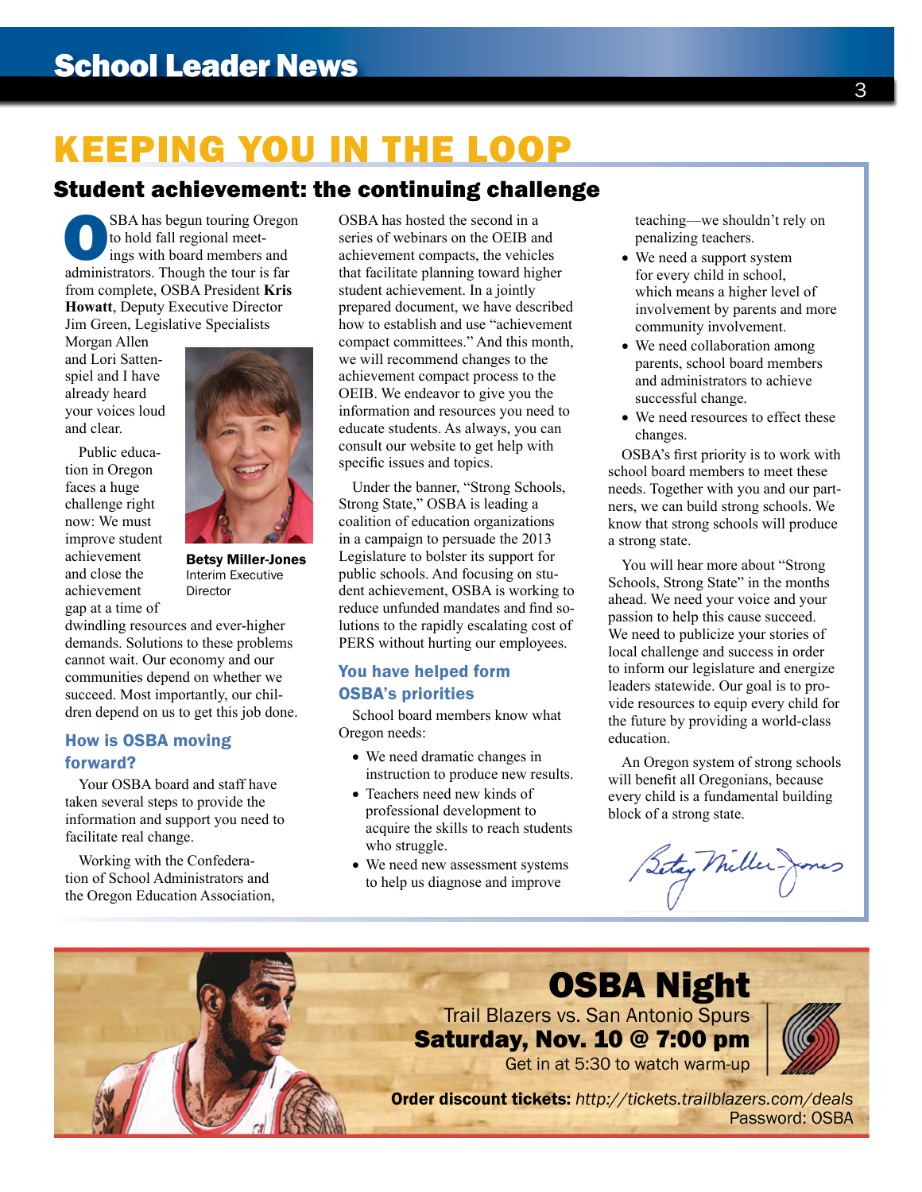# KEEPING YOU IN THE LOOP

## Student achievement: the continuing challenge

OSBA has begun touring Oregon to hold fall regional meetings with board members and administrators. Though the tour is far from complete, OSBA President **Kris Howatt**, Deputy Executive Director Jim Green, Legislative Specialists Morgan Allen and Lori Sattenspiel and I have already heard your voices loud and clear.

**Betsy Miller-Jones**
Interim Executive Director

Public education in Oregon faces a huge challenge right now: We must improve student achievement and close the achievement gap at a time of dwindling resources and ever-higher demands. Solutions to these problems cannot wait. Our economy and our communities depend on whether we succeed. Most importantly, our children depend on us to get this job done.

### How is OSBA moving forward?

Your OSBA board and staff have taken several steps to provide the information and support you need to facilitate real change.

Working with the Confederation of School Administrators and the Oregon Education Association, OSBA has hosted the second in a series of webinars on the OEIB and achievement compacts, the vehicles that facilitate planning toward higher student achievement. In a jointly prepared document, we have described how to establish and use "achievement compact committees." And this month, we will recommend changes to the achievement compact process to the OEIB. We endeavor to give you the information and resources you need to educate students. As always, you can consult our website to get help with specific issues and topics.

Under the banner, "Strong Schools, Strong State," OSBA is leading a coalition of education organizations in a campaign to persuade the 2013 Legislature to bolster its support for public schools. And focusing on student achievement, OSBA is working to reduce unfunded mandates and find solutions to the rapidly escalating cost of PERS without hurting our employees.

### You have helped form OSBA's priorities

School board members know what Oregon needs:

- We need dramatic changes in instruction to produce new results.
- Teachers need new kinds of professional development to acquire the skills to reach students who struggle.
- We need new assessment systems to help us diagnose and improve teaching—we shouldn't rely on penalizing teachers.
- We need a support system for every child in school, which means a higher level of involvement by parents and more community involvement.
- We need collaboration among parents, school board members and administrators to achieve successful change.
- We need resources to effect these changes.

OSBA's first priority is to work with school board members to meet these needs. Together with you and our partners, we can build strong schools. We know that strong schools will produce a strong state.

You will hear more about "Strong Schools, Strong State" in the months ahead. We need your voice and your passion to help this cause succeed. We need to publicize your stories of local challenge and success in order to inform our legislature and energize leaders statewide. Our goal is to provide resources to equip every child for the future by providing a world-class education.

An Oregon system of strong schools will benefit all Oregonians, because every child is a fundamental building block of a strong state.

*Betsy Miller-Jones*

---

## OSBA Night

Trail Blazers vs. San Antonio Spurs

**Saturday, Nov. 10 @ 7:00 pm**

Get in at 5:30 to watch warm-up

**Order discount tickets:** *http://tickets.trailblazers.com/deals*
Password: OSBA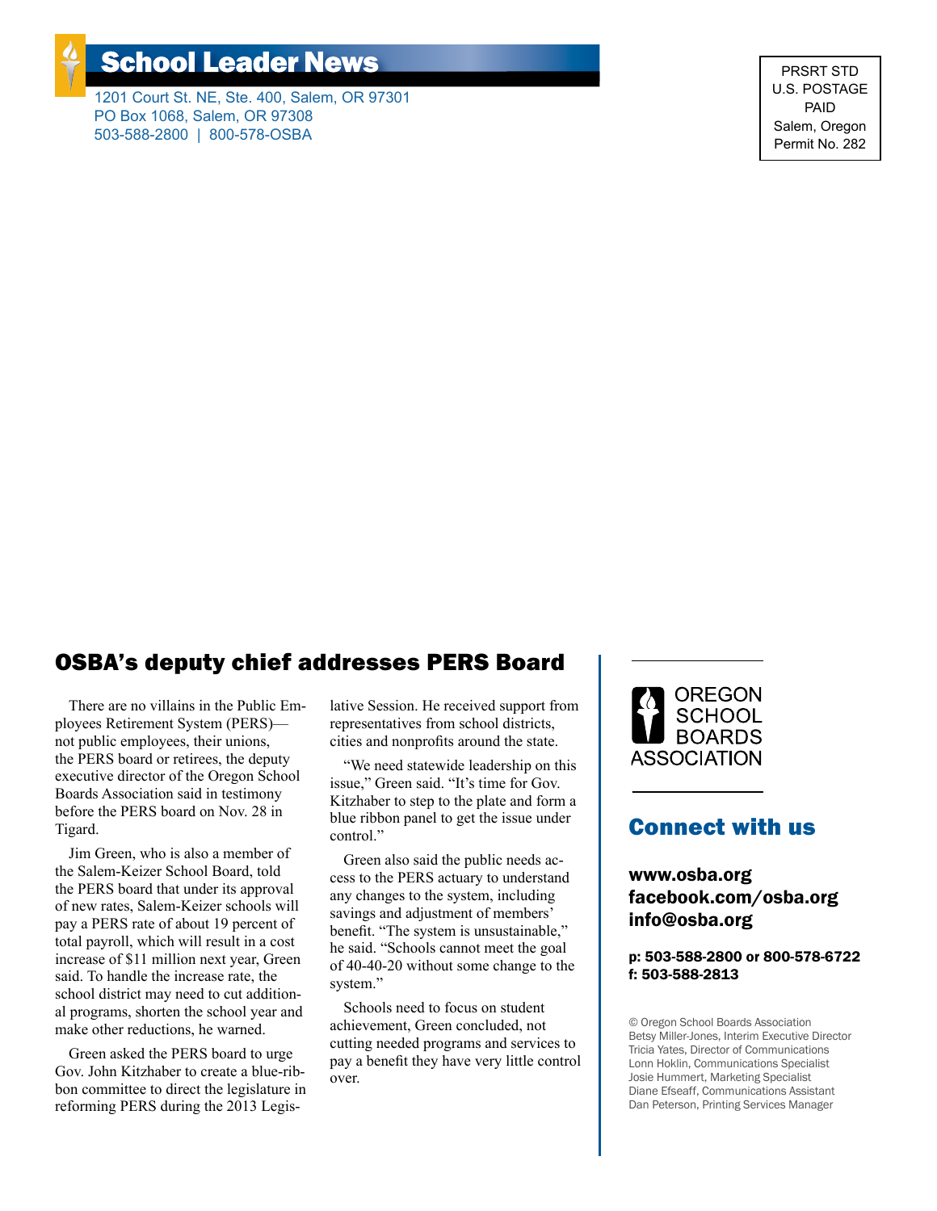## School Leader News

1201 Court St. NE, Ste. 400, Salem, OR 97301
PO Box 1068, Salem, OR 97308
503-588-2800 | 800-578-OSBA

PRSRT STD
U.S. POSTAGE
PAID
Salem, Oregon
Permit No. 282

## OSBA's deputy chief addresses PERS Board

There are no villains in the Public Employees Retirement System (PERS)—not public employees, their unions, the PERS board or retirees, the deputy executive director of the Oregon School Boards Association said in testimony before the PERS board on Nov. 28 in Tigard.

Jim Green, who is also a member of the Salem-Keizer School Board, told the PERS board that under its approval of new rates, Salem-Keizer schools will pay a PERS rate of about 19 percent of total payroll, which will result in a cost increase of $11 million next year, Green said. To handle the increase rate, the school district may need to cut additional programs, shorten the school year and make other reductions, he warned.

Green asked the PERS board to urge Gov. John Kitzhaber to create a blue-ribbon committee to direct the legislature in reforming PERS during the 2013 Legislative Session. He received support from representatives from school districts, cities and nonprofits around the state.

"We need statewide leadership on this issue," Green said. "It's time for Gov. Kitzhaber to step to the plate and form a blue ribbon panel to get the issue under control."

Green also said the public needs access to the PERS actuary to understand any changes to the system, including savings and adjustment of members' benefit. "The system is unsustainable," he said. "Schools cannot meet the goal of 40-40-20 without some change to the system."

Schools need to focus on student achievement, Green concluded, not cutting needed programs and services to pay a benefit they have very little control over.

OREGON SCHOOL BOARDS ASSOCIATION

## Connect with us

**www.osba.org**
**facebook.com/osba.org**
**info@osba.org**

**p: 503-588-2800 or 800-578-6722**
**f: 503-588-2813**

© Oregon School Boards Association
Betsy Miller-Jones, Interim Executive Director
Tricia Yates, Director of Communications
Lonn Hoklin, Communications Specialist
Josie Hummert, Marketing Specialist
Diane Efseaff, Communications Assistant
Dan Peterson, Printing Services Manager